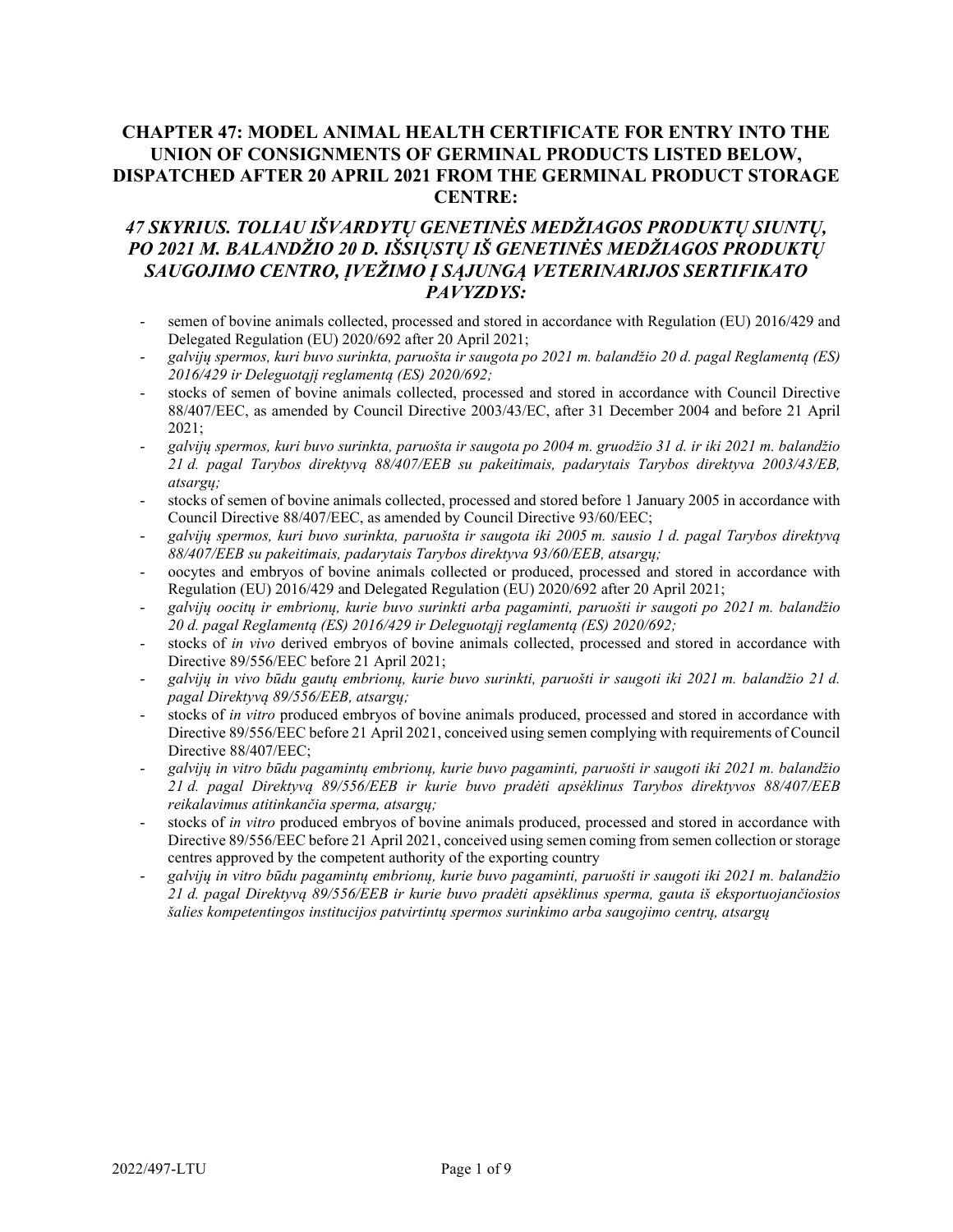## CHAPTER 47: MODEL ANIMAL HEALTH CERTIFICATE FOR ENTRY INTO THE UNION OF CONSIGNMENTS OF GERMINAL PRODUCTS LISTED BELOW, DISPATCHED AFTER 20 APRIL 2021 FROM THE GERMINAL PRODUCT STORAGE CENTRE:

## *47 SKYRIUS. TOLIAU IŠVARDYTŲ GENETINĖS MEDŽIAGOS PRODUKTŲ SIUNTŲ, PO 2021 M. BALANDŽIO 20 D. IŠSIŲSTŲ IŠ GENETINĖS MEDŽIAGOS PRODUKTŲ SAUGOJIMO CENTRO, ĮVEŽIMO Į SĄJUNGĄ VETERINARIJOS SERTIFIKATO PAVYZDYS:*

- semen of bovine animals collected, processed and stored in accordance with Regulation (EU) 2016/429 and Delegated Regulation (EU) 2020/692 after 20 April 2021;
- *galvijų spermos, kuri buvo surinkta, paruošta ir saugota po 2021 m. balandžio 20 d. pagal Reglamentą (ES) 2016/429 ir Deleguotąjį reglamentą (ES) 2020/692;*
- stocks of semen of bovine animals collected, processed and stored in accordance with Council Directive 88/407/EEC, as amended by Council Directive 2003/43/EC, after 31 December 2004 and before 21 April 2021;
- *galvijų spermos, kuri buvo surinkta, paruošta ir saugota po 2004 m. gruodžio 31 d. ir iki 2021 m. balandžio 21 d. pagal Tarybos direktyvą 88/407/EEB su pakeitimais, padarytais Tarybos direktyva 2003/43/EB, atsargų;*
- stocks of semen of bovine animals collected, processed and stored before 1 January 2005 in accordance with Council Directive 88/407/EEC, as amended by Council Directive 93/60/EEC;
- *galvijų spermos, kuri buvo surinkta, paruošta ir saugota iki 2005 m. sausio 1 d. pagal Tarybos direktyvą 88/407/EEB su pakeitimais, padarytais Tarybos direktyva 93/60/EEB, atsargų;*
- oocytes and embryos of bovine animals collected or produced, processed and stored in accordance with Regulation (EU) 2016/429 and Delegated Regulation (EU) 2020/692 after 20 April 2021;
- *galvijų oocitų ir embrionų, kurie buvo surinkti arba pagaminti, paruošti ir saugoti po 2021 m. balandžio 20 d. pagal Reglamentą (ES) 2016/429 ir Deleguotąjį reglamentą (ES) 2020/692;*
- stocks of *in vivo* derived embryos of bovine animals collected, processed and stored in accordance with Directive 89/556/EEC before 21 April 2021;
- *galvijų in vivo būdu gautų embrionų, kurie buvo surinkti, paruošti ir saugoti iki 2021 m. balandžio 21 d. pagal Direktyvą 89/556/EEB, atsargų;*
- stocks of *in vitro* produced embryos of bovine animals produced, processed and stored in accordance with Directive 89/556/EEC before 21 April 2021, conceived using semen complying with requirements of Council Directive 88/407/EEC;
- *galvijų in vitro būdu pagamintų embrionų, kurie buvo pagaminti, paruošti ir saugoti iki 2021 m. balandžio 21 d. pagal Direktyvą 89/556/EEB ir kurie buvo pradėti apsėklinus Tarybos direktyvos 88/407/EEB reikalavimus atitinkančia sperma, atsargų;*
- stocks of *in vitro* produced embryos of bovine animals produced, processed and stored in accordance with Directive 89/556/EEC before 21 April 2021, conceived using semen coming from semen collection or storage centres approved by the competent authority of the exporting country
- *galvijų in vitro būdu pagamintų embrionų, kurie buvo pagaminti, paruošti ir saugoti iki 2021 m. balandžio 21 d. pagal Direktyvą 89/556/EEB ir kurie buvo pradėti apsėklinus sperma, gauta iš eksportuojančiosios šalies kompetentingos institucijos patvirtintų spermos surinkimo arba saugojimo centrų, atsargų*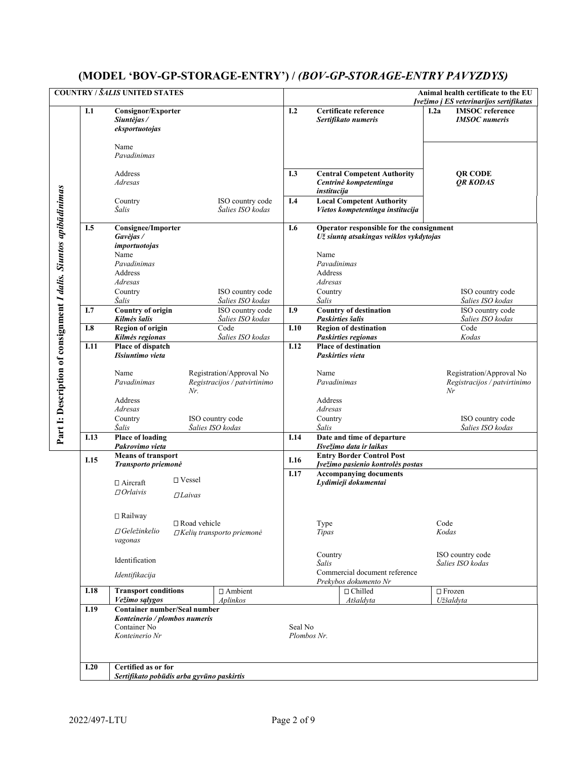# (MODEL 'BOV-GP-STORAGE-ENTRY') / *(BOV-GP-STORAGE-ENTRY PAVYZDYS)*

| **COUNTRY /** ***ŠALIS*** **UNITED STATES** | | **Animal health certificate to the EU** ***Įvežimo į ES veterinarijos sertifikatas*** | |
|---|---|---|---|

**Part I: Description of consignment** ***I dalis. Siuntos apibūdinimas***

| | | | |
|---|---|---|---|
| **I.1** | **Consignor/Exporter** ***Siuntėjas / eksportuotojas***<br><br>Name *Pavadinimas*<br><br>Address *Adresas*<br><br>Country *Šalis* — ISO country code *Šalies ISO kodas* | **I.2** | **Certificate reference** ***Sertifikato numeris*** — **I.2a** **IMSOC reference** ***IMSOC numeris*** |
| | | **I.3** | **Central Competent Authority** ***Centrinė kompetentinga institucija*** — **QR CODE** ***QR KODAS*** |
| | | **I.4** | **Local Competent Authority** ***Vietos kompetentinga institucija*** |
| **I.5** | **Consignee/Importer** ***Gavėjas / importuotojas***<br>Name *Pavadinimas*<br>Address *Adresas*<br>Country *Šalis* — ISO country code *Šalies ISO kodas* | **I.6** | **Operator responsible for the consignment** ***Už siuntą atsakingas veiklos vykdytojas***<br><br>Name *Pavadinimas*<br>Address *Adresas*<br>Country *Šalis* — ISO country code *Šalies ISO kodas* |
| **I.7** | **Country of origin** ***Kilmės šalis*** — ISO country code *Šalies ISO kodas* | **I.9** | **Country of destination** ***Paskirties šalis*** — ISO country code *Šalies ISO kodas* |
| **I.8** | **Region of origin** ***Kilmės regionas*** — Code *Šalies ISO kodas* | **I.10** | **Region of destination** ***Paskirties regionas*** — Code *Kodas* |
| **I.11** | **Place of dispatch** ***Išsiuntimo vieta***<br><br>Name *Pavadinimas* — Registration/Approval No *Registracijos / patvirtinimo Nr.*<br>Address *Adresas*<br>Country *Šalis* — ISO country code *Šalies ISO kodas* | **I.12** | **Place of destination** ***Paskirties vieta***<br><br>Name *Pavadinimas* — Registration/Approval No *Registracijos / patvirtinimo Nr*<br>Address *Adresas*<br>Country *Šalis* — ISO country code *Šalies ISO kodas* |
| **I.13** | **Place of loading** ***Pakrovimo vieta*** | **I.14** | **Date and time of departure** ***Išvežimo data ir laikas*** |
| **I.15** | **Means of transport** ***Transporto priemonė***<br><br>☐ Aircraft *☐ Orlaivis* — ☐ Vessel *☐ Laivas*<br><br>☐ Railway *☐ Geležinkelio vagonas* — ☐ Road vehicle *☐ Kelių transporto priemonė*<br><br>Identification *Identifikacija* | **I.16** | **Entry Border Control Post** ***Įvežimo pasienio kontrolės postas*** |
| | | **I.17** | **Accompanying documents** ***Lydimieji dokumentai***<br><br>Type *Tipas* — Code *Kodas*<br><br>Country *Šalis* — ISO country code *Šalies ISO kodas*<br>Commercial document reference *Prekybos dokumento Nr* |
| **I.18** | **Transport conditions** ***Vežimo sąlygos*** — ☐ Ambient *Aplinkos* | | ☐ Chilled *Atšaldyta* — ☐ Frozen *Užšaldyta* |
| **I.19** | **Container number/Seal number** ***Konteinerio / plombos numeris***<br>Container No *Konteinerio Nr* | | Seal No *Plombos Nr.* |
| **I.20** | **Certified as or for** ***Sertifikato pobūdis arba gyvūno paskirtis*** | | |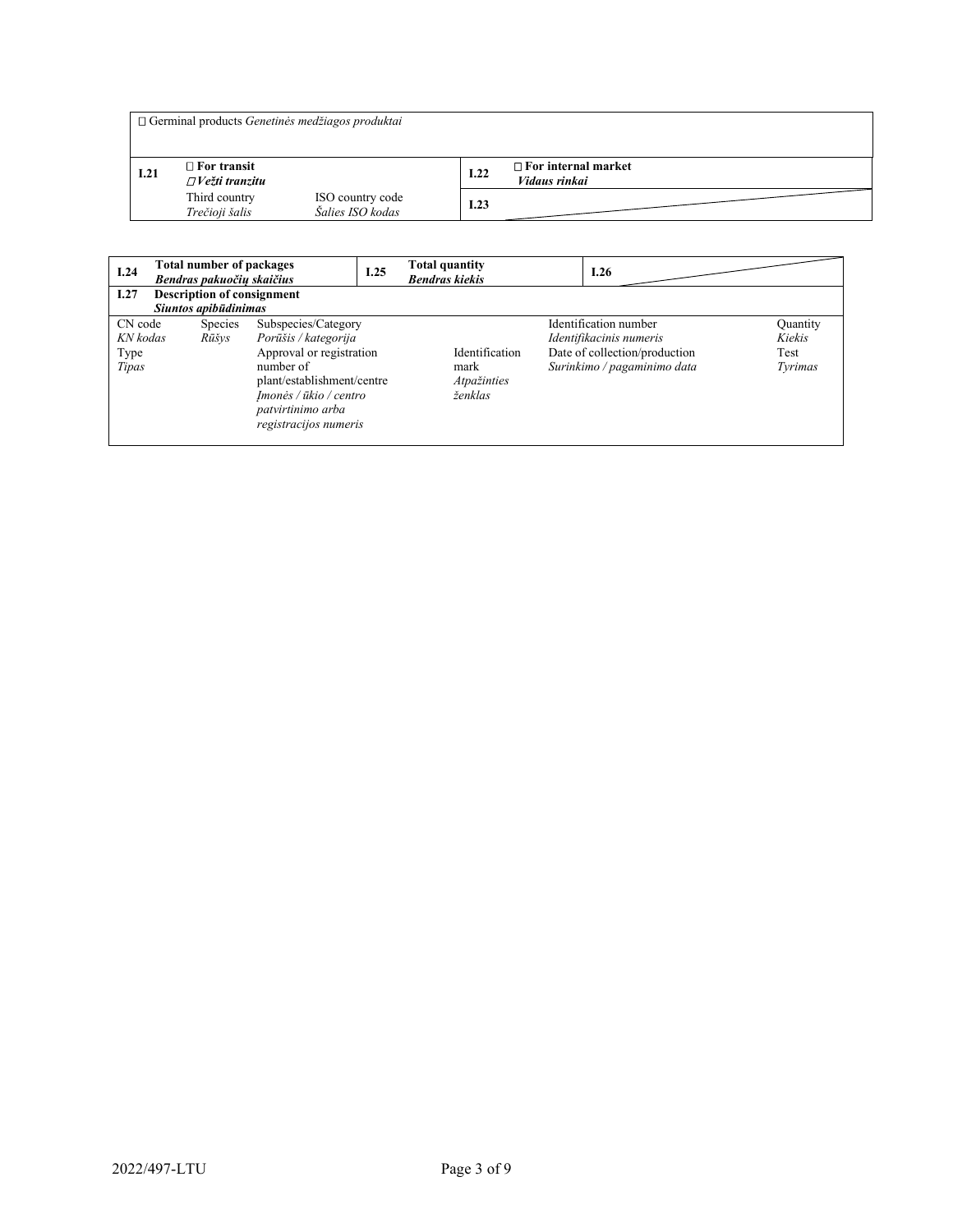| ☐ Germinal products *Genetinės medžiagos produktai* | | | | |
|---|---|---|---|---|
| **I.21** | ☐ **For transit** *☐ Vežti tranzitu* | | **I.22** | ☐ **For internal market** *Vidaus rinkai* |
| | Third country *Trečioji šalis* | ISO country code *Šalies ISO kodas* | **I.23** | |

| **I.24** | **Total number of packages** *Bendras pakuočių skaičius* | **I.25** | **Total quantity** *Bendras kiekis* | **I.26** | |
|---|---|---|---|---|---|
| **I.27** | **Description of consignment** *Siuntos apibūdinimas* | | | | |

| CN code *KN kodas* Type *Tipas* | Species *Rūšys* | Subspecies/Category *Porūšis / kategorija* Approval or registration number of plant/establishment/centre *Įmonės / ūkio / centro patvirtinimo arba registracijos numeris* | Identification mark *Atpažinties ženklas* | Identification number *Identifikacinis numeris* Date of collection/production *Surinkimo / pagaminimo data* | Quantity *Kiekis* Test *Tyrimas* |
|---|---|---|---|---|---|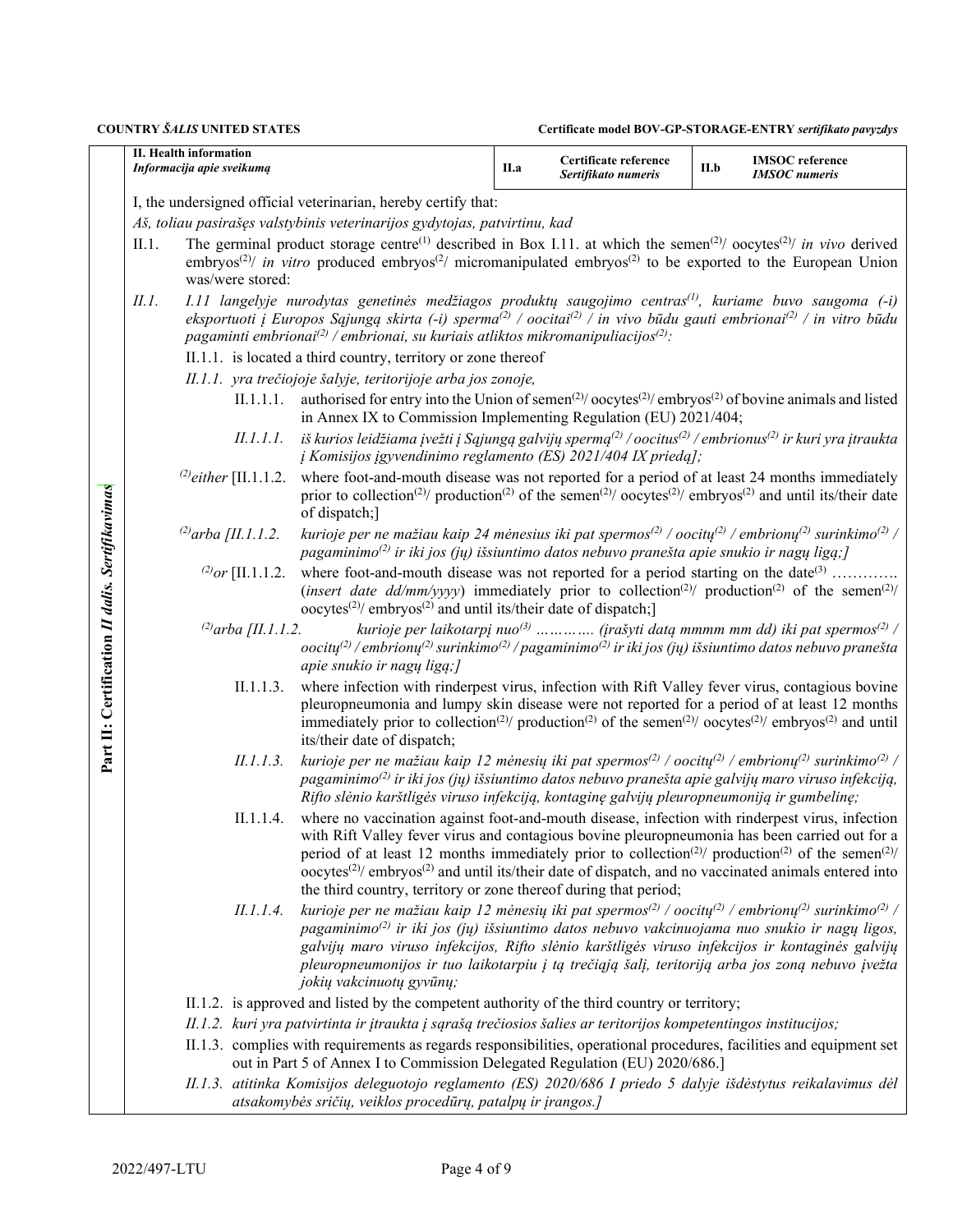**COUNTRY** ***ŠALIS*** **UNITED STATES** | **Certificate model BOV-GP-STORAGE-ENTRY** ***sertifikato pavyzdys***

**Part II: Certification** ***II dalis. Sertifikavimas***

| **II. Health information** *Informacija apie sveikumą* | **II.a** | **Certificate reference** *Sertifikato numeris* | **II.b** | **IMSOC reference** *IMSOC numeris* |
|---|---|---|---|---|

I, the undersigned official veterinarian, hereby certify that:

*Aš, toliau pasirašęs valstybinis veterinarijos gydytojas, patvirtinu, kad*

II.1. The germinal product storage centre[(1)] described in Box I.11. at which the semen[(2)]/ oocytes[(2)]/ *in vivo* derived embryos[(2)]/ *in vitro* produced embryos[(2)]/ micromanipulated embryos[(2)] to be exported to the European Union was/were stored:

*II.1. I.11 langelyje nurodytas genetinės medžiagos produktų saugojimo centras[(1)], kuriame buvo saugoma (-i) eksportuoti į Europos Sąjungą skirta (-i) sperma[(2)] / oocitai[(2)] / in vivo būdu gauti embrionai[(2)] / in vitro būdu pagaminti embrionai[(2)] / embrionai, su kuriais atliktos mikromanipuliacijos[(2)]:*

II.1.1. is located a third country, territory or zone thereof

*II.1.1. yra trečiojoje šalyje, teritorijoje arba jos zonoje,*

II.1.1.1. authorised for entry into the Union of semen[(2)]/ oocytes[(2)]/ embryos[(2)] of bovine animals and listed in Annex IX to Commission Implementing Regulation (EU) 2021/404;

*II.1.1.1. iš kurios leidžiama įvežti į Sąjungą galvijų spermą[(2)] / oocitus[(2)] / embrionus[(2)] ir kuri yra įtraukta į Komisijos įgyvendinimo reglamento (ES) 2021/404 IX priedą];*

[(2)]either [II.1.1.2. where foot-and-mouth disease was not reported for a period of at least 24 months immediately prior to collection[(2)]/ production[(2)] of the semen[(2)]/ oocytes[(2)]/ embryos[(2)] and until its/their date of dispatch;]

*[(2)]arba [II.1.1.2. kurioje per ne mažiau kaip 24 mėnesius iki pat spermos[(2)] / oocitų[(2)] / embrionų[(2)] surinkimo[(2)] / pagaminimo[(2)] ir iki jos (jų) išsiuntimo datos nebuvo pranešta apie snukio ir nagų ligą;]*

[(2)]or [II.1.1.2. where foot-and-mouth disease was not reported for a period starting on the date[(3)] …………. (*insert date dd/mm/yyyy*) immediately prior to collection[(2)]/ production[(2)] of the semen[(2)]/ oocytes[(2)]/ embryos[(2)] and until its/their date of dispatch;]

*[(2)]arba [II.1.1.2. kurioje per laikotarpį nuo[(3)] …………. (įrašyti datą mmmm mm dd) iki pat spermos[(2)] / oocitų[(2)] / embrionų[(2)] surinkimo[(2)] / pagaminimo[(2)] ir iki jos (jų) išsiuntimo datos nebuvo pranešta apie snukio ir nagų ligą;]*

II.1.1.3. where infection with rinderpest virus, infection with Rift Valley fever virus, contagious bovine pleuropneumonia and lumpy skin disease were not reported for a period of at least 12 months immediately prior to collection[(2)]/ production[(2)] of the semen[(2)]/ oocytes[(2)]/ embryos[(2)] and until its/their date of dispatch;

*II.1.1.3. kurioje per ne mažiau kaip 12 mėnesių iki pat spermos[(2)] / oocitų[(2)] / embrionų[(2)] surinkimo[(2)] / pagaminimo[(2)] ir iki jos (jų) išsiuntimo datos nebuvo pranešta apie galvijų maro viruso infekciją, Rifto slėnio karštligės viruso infekciją, kontaginę galvijų pleuropneumoniją ir gumbelinę;*

II.1.1.4. where no vaccination against foot-and-mouth disease, infection with rinderpest virus, infection with Rift Valley fever virus and contagious bovine pleuropneumonia has been carried out for a period of at least 12 months immediately prior to collection[(2)]/ production[(2)] of the semen[(2)]/ oocytes[(2)]/ embryos[(2)] and until its/their date of dispatch, and no vaccinated animals entered into the third country, territory or zone thereof during that period;

*II.1.1.4. kurioje per ne mažiau kaip 12 mėnesių iki pat spermos[(2)] / oocitų[(2)] / embrionų[(2)] surinkimo[(2)] / pagaminimo[(2)] ir iki jos (jų) išsiuntimo datos nebuvo vakcinuojama nuo snukio ir nagų ligos, galvijų maro viruso infekcijos, Rifto slėnio karštligės viruso infekcijos ir kontaginės galvijų pleuropneumonijos ir tuo laikotarpiu į tą trečiąją šalį, teritoriją arba jos zoną nebuvo įvežta jokių vakcinuotų gyvūnų;*

II.1.2. is approved and listed by the competent authority of the third country or territory;

*II.1.2. kuri yra patvirtinta ir įtraukta į sąrašą trečiosios šalies ar teritorijos kompetentingos institucijos;*

II.1.3. complies with requirements as regards responsibilities, operational procedures, facilities and equipment set out in Part 5 of Annex I to Commission Delegated Regulation (EU) 2020/686.]

*II.1.3. atitinka Komisijos deleguotojo reglamento (ES) 2020/686 I priedo 5 dalyje išdėstytus reikalavimus dėl atsakomybės sričių, veiklos procedūrų, patalpų ir įrangos.]*

2022/497-LTU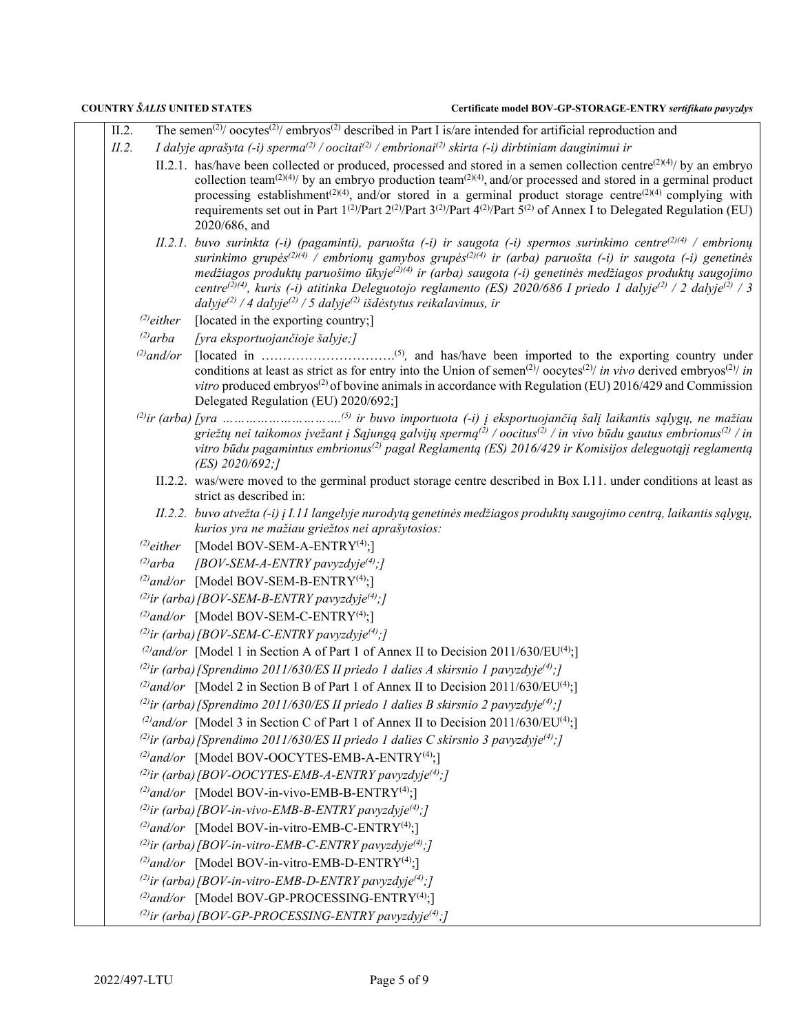II.2. The semen[2]/ oocytes[2]/ embryos[2] described in Part I is/are intended for artificial reproduction and

*II.2. I dalyje aprašyta (-i) sperma[2] / oocitai[2] / embrionai[2] skirta (-i) dirbtiniam dauginimui ir*

II.2.1. has/have been collected or produced, processed and stored in a semen collection centre[2][4]/ by an embryo collection team[2][4]/ by an embryo production team[2][4], and/or processed and stored in a germinal product processing establishment[2][4], and/or stored in a germinal product storage centre[2][4] complying with requirements set out in Part 1[2]/Part 2[2]/Part 3[2]/Part 4[2]/Part 5[2] of Annex I to Delegated Regulation (EU) 2020/686, and

*II.2.1. buvo surinkta (-i) (pagaminti), paruošta (-i) ir saugota (-i) spermos surinkimo centre[2][4] / embrionų surinkimo grupės[2][4] / embrionų gamybos grupės[2][4] ir (arba) paruošta (-i) ir saugota (-i) genetinės medžiagos produktų paruošimo ūkyje[2][4] ir (arba) saugota (-i) genetinės medžiagos produktų saugojimo centre[2][4], kuris (-i) atitinka Deleguotojo reglamento (ES) 2020/686 I priedo 1 dalyje[2] / 2 dalyje[2] / 3 dalyje[2] / 4 dalyje[2] / 5 dalyje[2] išdėstytus reikalavimus, ir*

[2]either [located in the exporting country;]

*[2]arba [yra eksportuojančioje šalyje;]*

[2]and/or [located in …………………………..[5], and has/have been imported to the exporting country under conditions at least as strict as for entry into the Union of semen[2]/ oocytes[2]/ *in vivo* derived embryos[2]/ *in vitro* produced embryos[2] of bovine animals in accordance with Regulation (EU) 2016/429 and Commission Delegated Regulation (EU) 2020/692;]

*[2]ir (arba) [yra ………………………..[5] ir buvo importuota (-i) į eksportuojančią šalį laikantis sąlygų, ne mažiau griežtų nei taikomos įvežant į Sąjungą galvijų spermą[2] / oocitus[2] / in vivo būdu gautus embrionus[2] / in vitro būdu pagamintus embrionus[2] pagal Reglamentą (ES) 2016/429 ir Komisijos deleguotąjį reglamentą (ES) 2020/692;]*

II.2.2. was/were moved to the germinal product storage centre described in Box I.11. under conditions at least as strict as described in:

*II.2.2. buvo atvežta (-i) į I.11 langelyje nurodytą genetinės medžiagos produktų saugojimo centrą, laikantis sąlygų, kurios yra ne mažiau griežtos nei aprašytosios:*

[2]either [Model BOV-SEM-A-ENTRY[4];]

*[2]arba [BOV-SEM-A-ENTRY pavyzdyje[4];]*

[2]and/or [Model BOV-SEM-B-ENTRY[4];]

*[2]ir (arba) [BOV-SEM-B-ENTRY pavyzdyje[4];]*

[2]and/or [Model BOV-SEM-C-ENTRY[4];]

*[2]ir (arba) [BOV-SEM-C-ENTRY pavyzdyje[4];]*

[2]and/or [Model 1 in Section A of Part 1 of Annex II to Decision 2011/630/EU[4];]

*[2]ir (arba) [Sprendimo 2011/630/ES II priedo 1 dalies A skirsnio 1 pavyzdyje[4];]*

[2]and/or [Model 2 in Section B of Part 1 of Annex II to Decision 2011/630/EU[4];]

*[2]ir (arba) [Sprendimo 2011/630/ES II priedo 1 dalies B skirsnio 2 pavyzdyje[4];]*

[2]and/or [Model 3 in Section C of Part 1 of Annex II to Decision 2011/630/EU[4];]

*[2]ir (arba) [Sprendimo 2011/630/ES II priedo 1 dalies C skirsnio 3 pavyzdyje[4];]*

[2]and/or [Model BOV-OOCYTES-EMB-A-ENTRY[4];]

*[2]ir (arba) [BOV-OOCYTES-EMB-A-ENTRY pavyzdyje[4];]*

[2]and/or [Model BOV-in-vivo-EMB-B-ENTRY[4];]

*[2]ir (arba) [BOV-in-vivo-EMB-B-ENTRY pavyzdyje[4];]*

[2]and/or [Model BOV-in-vitro-EMB-C-ENTRY[4];]

*[2]ir (arba) [BOV-in-vitro-EMB-C-ENTRY pavyzdyje[4];]*

[2]and/or [Model BOV-in-vitro-EMB-D-ENTRY[4];]

*[2]ir (arba) [BOV-in-vitro-EMB-D-ENTRY pavyzdyje[4];]*

[2]and/or [Model BOV-GP-PROCESSING-ENTRY[4];]

*[2]ir (arba) [BOV-GP-PROCESSING-ENTRY pavyzdyje[4];]*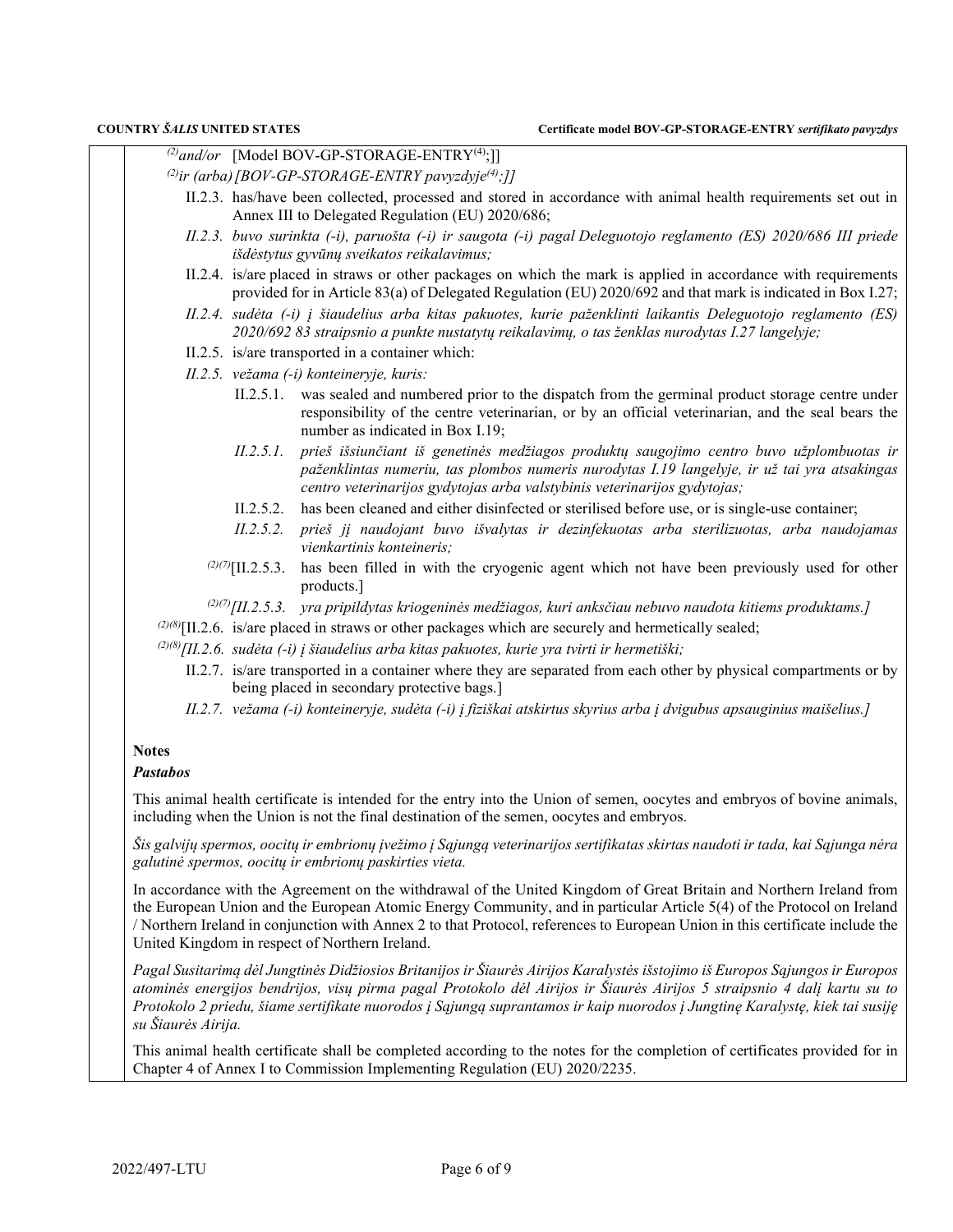[2]and/or [Model BOV-GP-STORAGE-ENTRY[4];]]

*[2]ir (arba) [BOV-GP-STORAGE-ENTRY pavyzdyje[4];]]*

II.2.3. has/have been collected, processed and stored in accordance with animal health requirements set out in Annex III to Delegated Regulation (EU) 2020/686;

*II.2.3. buvo surinkta (-i), paruošta (-i) ir saugota (-i) pagal Deleguotojo reglamento (ES) 2020/686 III priede išdėstytus gyvūnų sveikatos reikalavimus;*

II.2.4. is/are placed in straws or other packages on which the mark is applied in accordance with requirements provided for in Article 83(a) of Delegated Regulation (EU) 2020/692 and that mark is indicated in Box I.27;

*II.2.4. sudėta (-i) į šiaudelius arba kitas pakuotes, kurie paženklinti laikantis Deleguotojo reglamento (ES) 2020/692 83 straipsnio a punkte nustatytų reikalavimų, o tas ženklas nurodytas I.27 langelyje;*

II.2.5. is/are transported in a container which:

*II.2.5. vežama (-i) konteineryje, kuris:*

II.2.5.1. was sealed and numbered prior to the dispatch from the germinal product storage centre under responsibility of the centre veterinarian, or by an official veterinarian, and the seal bears the number as indicated in Box I.19;

*II.2.5.1. prieš išsiunčiant iš genetinės medžiagos produktų saugojimo centro buvo užplombuotas ir paženklintas numeriu, tas plombos numeris nurodytas I.19 langelyje, ir už tai yra atsakingas centro veterinarijos gydytojas arba valstybinis veterinarijos gydytojas;*

II.2.5.2. has been cleaned and either disinfected or sterilised before use, or is single-use container;

*II.2.5.2. prieš jį naudojant buvo išvalytas ir dezinfekuotas arba sterilizuotas, arba naudojamas vienkartinis konteineris;*

[2][7][II.2.5.3. has been filled in with the cryogenic agent which not have been previously used for other products.]

*[2][7][II.2.5.3. yra pripildytas kriogeninės medžiagos, kuri anksčiau nebuvo naudota kitiems produktams.]*

[2][8][II.2.6. is/are placed in straws or other packages which are securely and hermetically sealed;

*[2][8][II.2.6. sudėta (-i) į šiaudelius arba kitas pakuotes, kurie yra tvirti ir hermetiški;*

II.2.7. is/are transported in a container where they are separated from each other by physical compartments or by being placed in secondary protective bags.]

*II.2.7. vežama (-i) konteineryje, sudėta (-i) į fiziškai atskirtus skyrius arba į dvigubus apsauginius maišelius.]*

**Notes**

***Pastabos***

This animal health certificate is intended for the entry into the Union of semen, oocytes and embryos of bovine animals, including when the Union is not the final destination of the semen, oocytes and embryos.

*Šis galvijų spermos, oocitų ir embrionų įvežimo į Sąjungą veterinarijos sertifikatas skirtas naudoti ir tada, kai Sąjunga nėra galutinė spermos, oocitų ir embrionų paskirties vieta.*

In accordance with the Agreement on the withdrawal of the United Kingdom of Great Britain and Northern Ireland from the European Union and the European Atomic Energy Community, and in particular Article 5(4) of the Protocol on Ireland / Northern Ireland in conjunction with Annex 2 to that Protocol, references to European Union in this certificate include the United Kingdom in respect of Northern Ireland.

*Pagal Susitarimą dėl Jungtinės Didžiosios Britanijos ir Šiaurės Airijos Karalystės išstojimo iš Europos Sąjungos ir Europos atominės energijos bendrijos, visų pirma pagal Protokolo dėl Airijos ir Šiaurės Airijos 5 straipsnio 4 dalį kartu su to Protokolo 2 priedu, šiame sertifikate nuorodos į Sąjungą suprantamos ir kaip nuorodos į Jungtinę Karalystę, kiek tai susiję su Šiaurės Airija.*

This animal health certificate shall be completed according to the notes for the completion of certificates provided for in Chapter 4 of Annex I to Commission Implementing Regulation (EU) 2020/2235.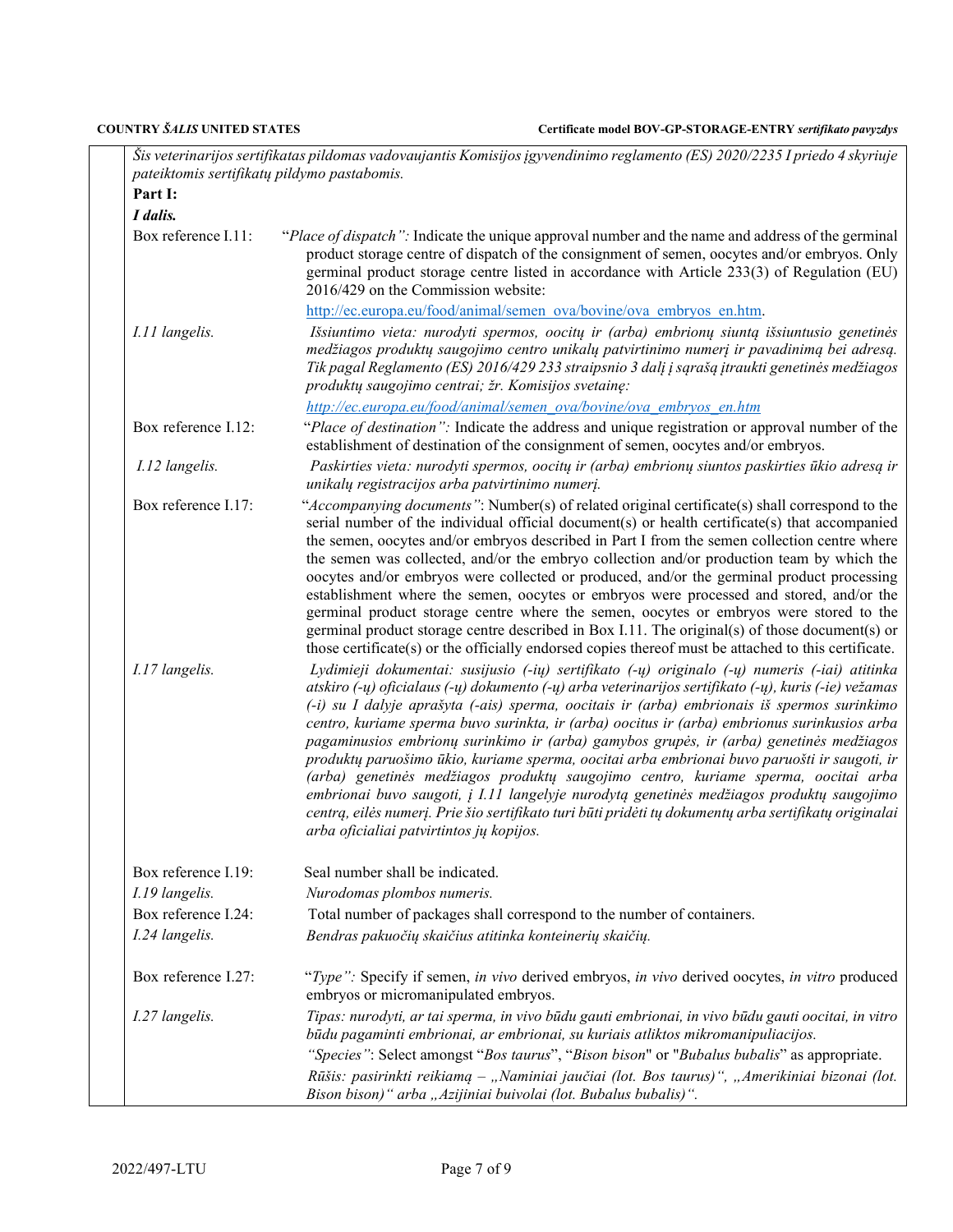*Šis veterinarijos sertifikatas pildomas vadovaujantis Komisijos įgyvendinimo reglamento (ES) 2020/2235 I priedo 4 skyriuje pateiktomis sertifikatų pildymo pastabomis.*

**Part I:**

***I dalis.***

| | |
|---|---|
| Box reference I.11: | "*Place of dispatch":* Indicate the unique approval number and the name and address of the germinal product storage centre of dispatch of the consignment of semen, oocytes and/or embryos. Only germinal product storage centre listed in accordance with Article 233(3) of Regulation (EU) 2016/429 on the Commission website: http://ec.europa.eu/food/animal/semen_ova/bovine/ova_embryos_en.htm. |
| *I.11 langelis.* | *Išsiuntimo vieta: nurodyti spermos, oocitų ir (arba) embrionų siuntą išsiuntusio genetinės medžiagos produktų saugojimo centro unikalų patvirtinimo numerį ir pavadinimą bei adresą. Tik pagal Reglamento (ES) 2016/429 233 straipsnio 3 dalį į sąrašą įtraukti genetinės medžiagos produktų saugojimo centrai; žr. Komisijos svetainę:* *http://ec.europa.eu/food/animal/semen_ova/bovine/ova_embryos_en.htm* |
| Box reference I.12: | "*Place of destination":* Indicate the address and unique registration or approval number of the establishment of destination of the consignment of semen, oocytes and/or embryos. |
| *I.12 langelis.* | *Paskirties vieta: nurodyti spermos, oocitų ir (arba) embrionų siuntos paskirties ūkio adresą ir unikalų registracijos arba patvirtinimo numerį.* |
| Box reference I.17: | "*Accompanying documents*": Number(s) of related original certificate(s) shall correspond to the serial number of the individual official document(s) or health certificate(s) that accompanied the semen, oocytes and/or embryos described in Part I from the semen collection centre where the semen was collected, and/or the embryo collection and/or production team by which the oocytes and/or embryos were collected or produced, and/or the germinal product processing establishment where the semen, oocytes or embryos were processed and stored, and/or the germinal product storage centre where the semen, oocytes or embryos were stored to the germinal product storage centre described in Box I.11. The original(s) of those document(s) or those certificate(s) or the officially endorsed copies thereof must be attached to this certificate. |
| *I.17 langelis.* | *Lydimieji dokumentai: susijusio (-ių) sertifikato (-ų) originalo (-ų) numeris (-iai) atitinka atskiro (-ų) oficialaus (-ų) dokumento (-ų) arba veterinarijos sertifikato (-ų), kuris (-ie) vežamas (-i) su I dalyje aprašyta (-ais) sperma, oocitais ir (arba) embrionais iš spermos surinkimo centro, kuriame sperma buvo surinkta, ir (arba) oocitus ir (arba) embrionus surinkusios arba pagaminusios embrionų surinkimo ir (arba) gamybos grupės, ir (arba) genetinės medžiagos produktų paruošimo ūkio, kuriame sperma, oocitai arba embrionai buvo paruošti ir saugoti, ir (arba) genetinės medžiagos produktų saugojimo centro, kuriame sperma, oocitai arba embrionai buvo saugoti, į I.11 langelyje nurodytą genetinės medžiagos produktų saugojimo centrą, eilės numerį. Prie šio sertifikato turi būti pridėti tų dokumentų arba sertifikatų originalai arba oficialiai patvirtintos jų kopijos.* |
| Box reference I.19: | Seal number shall be indicated. |
| *I.19 langelis.* | *Nurodomas plombos numeris.* |
| Box reference I.24: | Total number of packages shall correspond to the number of containers. |
| *I.24 langelis.* | *Bendras pakuočių skaičius atitinka konteinerių skaičių.* |
| Box reference I.27: | "*Type":* Specify if semen, *in vivo* derived embryos, *in vivo* derived oocytes, *in vitro* produced embryos or micromanipulated embryos. |
| *I.27 langelis.* | *Tipas: nurodyti, ar tai sperma, in vivo būdu gauti embrionai, in vivo būdu gauti oocitai, in vitro būdu pagaminti embrionai, ar embrionai, su kuriais atliktos mikromanipuliacijos.* "*Species*": Select amongst "*Bos taurus*", "*Bison bison*" or "*Bubalus bubalis*" as appropriate. *Rūšis: pasirinkti reikiamą – „Naminiai jaučiai (lot. Bos taurus)", „Amerikiniai bizonai (lot. Bison bison)" arba „Azijiniai buivolai (lot. Bubalus bubalis)".* |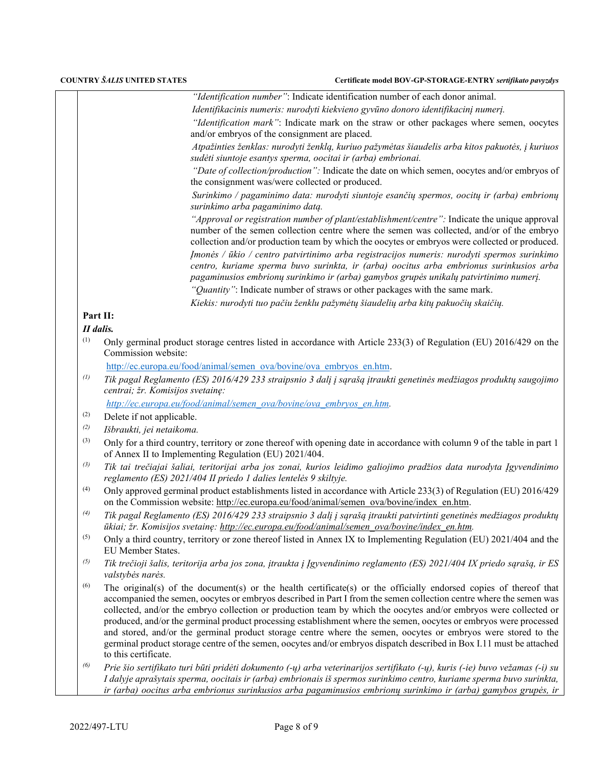*"Identification number"*: Indicate identification number of each donor animal.

*Identifikacinis numeris: nurodyti kiekvieno gyvūno donoro identifikacinį numerį.*

*"Identification mark"*: Indicate mark on the straw or other packages where semen, oocytes and/or embryos of the consignment are placed.

*Atpažinties ženklas: nurodyti ženklą, kuriuo pažymėtas šiaudelis arba kitos pakuotės, į kuriuos sudėti siuntoje esantys sperma, oocitai ir (arba) embrionai.*

*"Date of collection/production":* Indicate the date on which semen, oocytes and/or embryos of the consignment was/were collected or produced.

*Surinkimo / pagaminimo data: nurodyti siuntoje esančių spermos, oocitų ir (arba) embrionų surinkimo arba pagaminimo datą.*

*"Approval or registration number of plant/establishment/centre":* Indicate the unique approval number of the semen collection centre where the semen was collected, and/or of the embryo collection and/or production team by which the oocytes or embryos were collected or produced.

*Įmonės / ūkio / centro patvirtinimo arba registracijos numeris: nurodyti spermos surinkimo centro, kuriame sperma buvo surinkta, ir (arba) oocitus arba embrionus surinkusios arba pagaminusios embrionų surinkimo ir (arba) gamybos grupės unikalų patvirtinimo numerį.*

*"Quantity"*: Indicate number of straws or other packages with the same mark.

*Kiekis: nurodyti tuo pačiu ženklu pažymėtų šiaudelių arba kitų pakuočių skaičių.*

**Part II:**

***II dalis.***

(1) Only germinal product storage centres listed in accordance with Article 233(3) of Regulation (EU) 2016/429 on the Commission website:

http://ec.europa.eu/food/animal/semen_ova/bovine/ova_embryos_en.htm.

*(1) Tik pagal Reglamento (ES) 2016/429 233 straipsnio 3 dalį į sąrašą įtraukti genetinės medžiagos produktų saugojimo centrai; žr. Komisijos svetainę:*

*http://ec.europa.eu/food/animal/semen_ova/bovine/ova_embryos_en.htm.*

(2) Delete if not applicable.

*(2) Išbraukti, jei netaikoma.*

(3) Only for a third country, territory or zone thereof with opening date in accordance with column 9 of the table in part 1 of Annex II to Implementing Regulation (EU) 2021/404.

*(3) Tik tai trečiajai šaliai, teritorijai arba jos zonai, kurios leidimo galiojimo pradžios data nurodyta Įgyvendinimo reglamento (ES) 2021/404 II priedo 1 dalies lentelės 9 skiltyje.*

(4) Only approved germinal product establishments listed in accordance with Article 233(3) of Regulation (EU) 2016/429 on the Commission website: http://ec.europa.eu/food/animal/semen_ova/bovine/index_en.htm.

*(4) Tik pagal Reglamento (ES) 2016/429 233 straipsnio 3 dalį į sąrašą įtraukti patvirtinti genetinės medžiagos produktų ūkiai; žr. Komisijos svetainę: http://ec.europa.eu/food/animal/semen_ova/bovine/index_en.htm.*

(5) Only a third country, territory or zone thereof listed in Annex IX to Implementing Regulation (EU) 2021/404 and the EU Member States.

*(5) Tik trečioji šalis, teritorija arba jos zona, įtraukta į Įgyvendinimo reglamento (ES) 2021/404 IX priedo sąrašą, ir ES valstybės narės.*

(6) The original(s) of the document(s) or the health certificate(s) or the officially endorsed copies of thereof that accompanied the semen, oocytes or embryos described in Part I from the semen collection centre where the semen was collected, and/or the embryo collection or production team by which the oocytes and/or embryos were collected or produced, and/or the germinal product processing establishment where the semen, oocytes or embryos were processed and stored, and/or the germinal product storage centre where the semen, oocytes or embryos were stored to the germinal product storage centre of the semen, oocytes and/or embryos dispatch described in Box I.11 must be attached to this certificate.

*(6) Prie šio sertifikato turi būti pridėti dokumento (-ų) arba veterinarijos sertifikato (-ų), kuris (-ie) buvo vežamas (-i) su I dalyje aprašytais sperma, oocitais ir (arba) embrionais iš spermos surinkimo centro, kuriame sperma buvo surinkta, ir (arba) oocitus arba embrionus surinkusios arba pagaminusios embrionų surinkimo ir (arba) gamybos grupės, ir*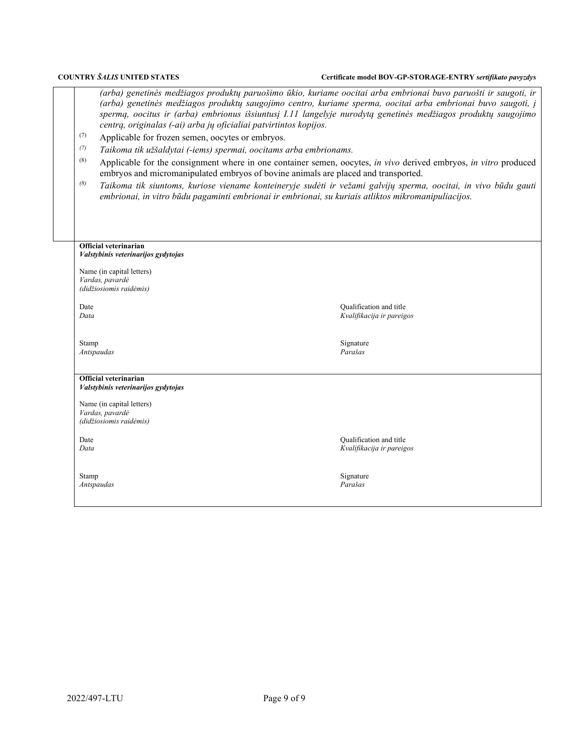*(arba) genetinės medžiagos produktų paruošimo ūkio, kuriame oocitai arba embrionai buvo paruošti ir saugoti, ir (arba) genetinės medžiagos produktų saugojimo centro, kuriame sperma, oocitai arba embrionai buvo saugoti, į spermą, oocitus ir (arba) embrionus išsiuntusį I.11 langelyje nurodytą genetinės medžiagos produktų saugojimo centrą, originalas (-ai) arba jų oficialiai patvirtintos kopijos.*

(7) Applicable for frozen semen, oocytes or embryos.

*(7) Taikoma tik užšaldytai (-iems) spermai, oocitams arba embrionams.*

(8) Applicable for the consignment where in one container semen, oocytes, *in vivo* derived embryos, *in vitro* produced embryos and micromanipulated embryos of bovine animals are placed and transported.

*(8) Taikoma tik siuntoms, kuriose viename konteineryje sudėti ir vežami galvijų sperma, oocitai, in vivo būdu gauti embrionai, in vitro būdu pagaminti embrionai ir embrionai, su kuriais atliktos mikromanipuliacijos.*

**Official veterinarian**
***Valstybinis veterinarijos gydytojas***

Name (in capital letters)
*Vardas, pavardė*
*(didžiosiomis raidėmis)*

Date
*Data*

Qualification and title
*Kvalifikacija ir pareigos*

Stamp
*Antspaudas*

Signature
*Parašas*

**Official veterinarian**
***Valstybinis veterinarijos gydytojas***

Name (in capital letters)
*Vardas, pavardė*
*(didžiosiomis raidėmis)*

Date
*Data*

Qualification and title
*Kvalifikacija ir pareigos*

Stamp
*Antspaudas*

Signature
*Parašas*